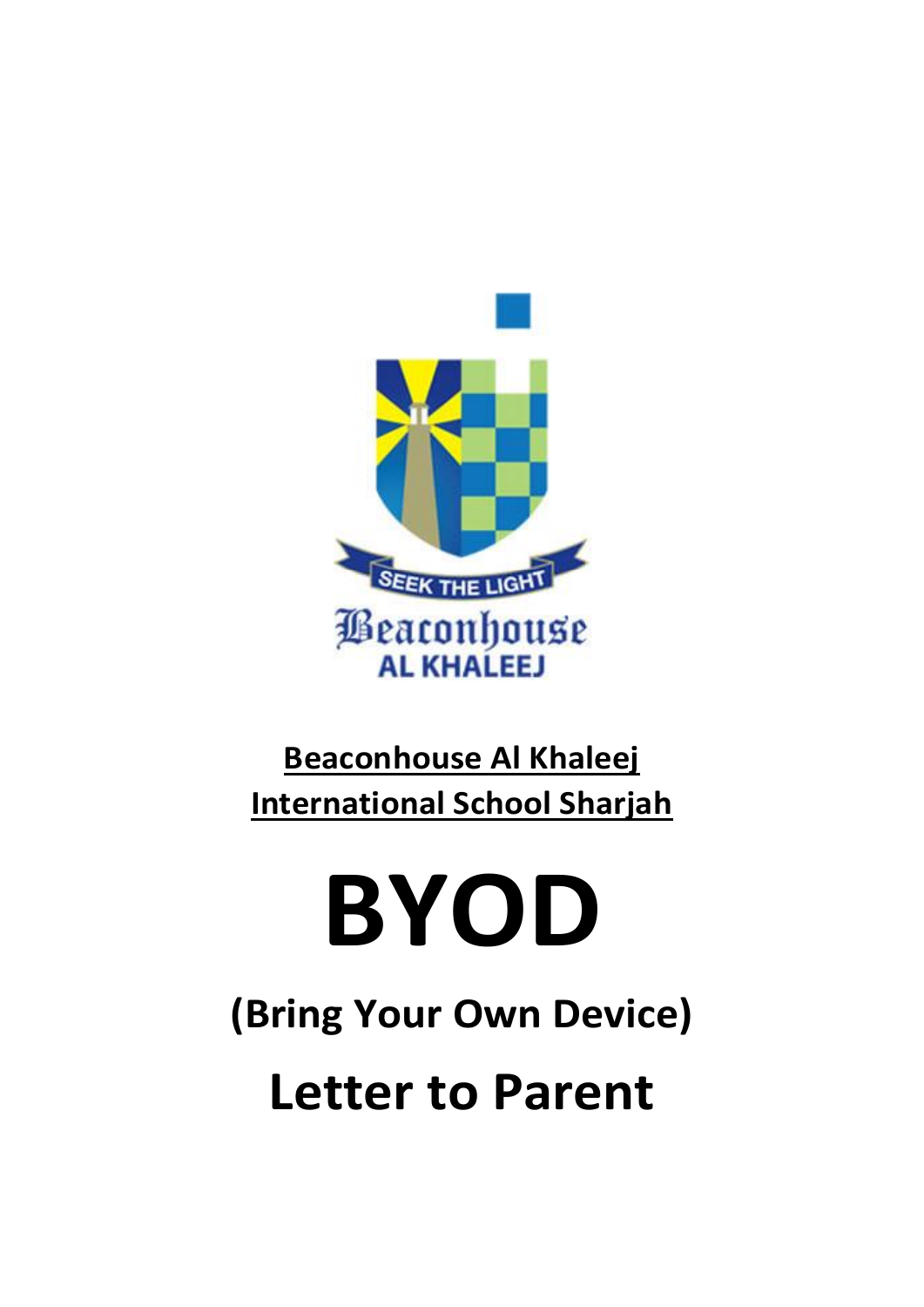**Beaconhouse Al Khaleej International School Sharjah**

# BYOD

## (Bring Your Own Device)

## Letter to Parent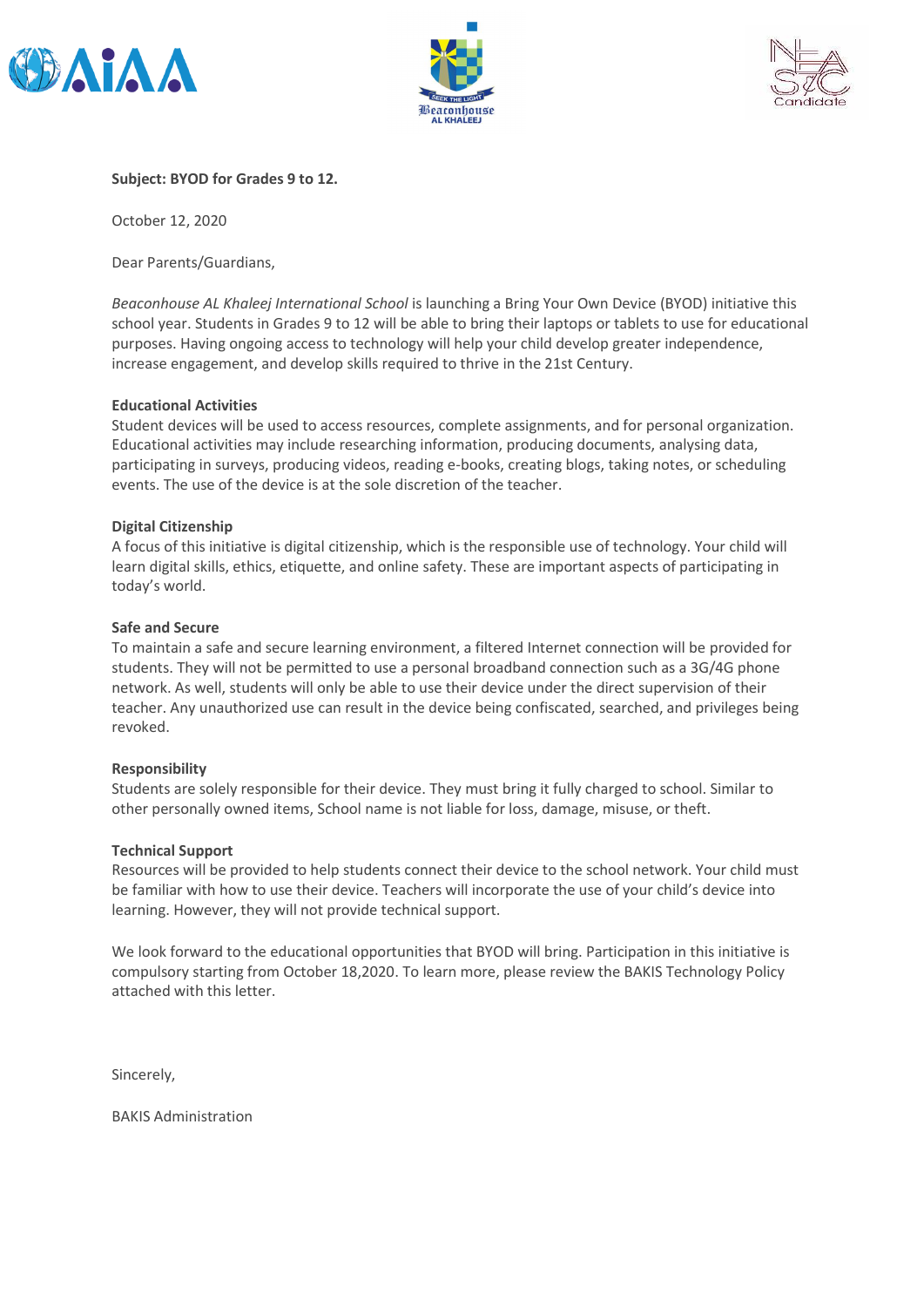**Subject: BYOD for Grades 9 to 12.**

October 12, 2020

Dear Parents/Guardians,

*Beaconhouse AL Khaleej International School* is launching a Bring Your Own Device (BYOD) initiative this school year. Students in Grades 9 to 12 will be able to bring their laptops or tablets to use for educational purposes. Having ongoing access to technology will help your child develop greater independence, increase engagement, and develop skills required to thrive in the 21st Century.

**Educational Activities**
Student devices will be used to access resources, complete assignments, and for personal organization. Educational activities may include researching information, producing documents, analysing data, participating in surveys, producing videos, reading e-books, creating blogs, taking notes, or scheduling events. The use of the device is at the sole discretion of the teacher.

**Digital Citizenship**
A focus of this initiative is digital citizenship, which is the responsible use of technology. Your child will learn digital skills, ethics, etiquette, and online safety. These are important aspects of participating in today's world.

**Safe and Secure**
To maintain a safe and secure learning environment, a filtered Internet connection will be provided for students. They will not be permitted to use a personal broadband connection such as a 3G/4G phone network. As well, students will only be able to use their device under the direct supervision of their teacher. Any unauthorized use can result in the device being confiscated, searched, and privileges being revoked.

**Responsibility**
Students are solely responsible for their device. They must bring it fully charged to school. Similar to other personally owned items, School name is not liable for loss, damage, misuse, or theft.

**Technical Support**
Resources will be provided to help students connect their device to the school network. Your child must be familiar with how to use their device. Teachers will incorporate the use of your child's device into learning. However, they will not provide technical support.

We look forward to the educational opportunities that BYOD will bring. Participation in this initiative is compulsory starting from October 18,2020. To learn more, please review the BAKIS Technology Policy attached with this letter.

Sincerely,

BAKIS Administration